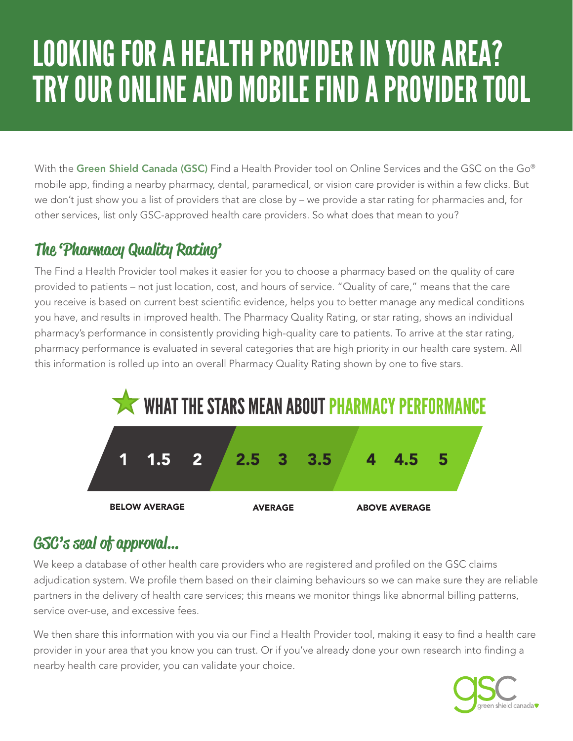# LOOKING FOR A HEALTH PROVIDER IN YOUR AREA? TRY OUR ONLINE AND MOBILE FIND A PROVIDER TOOL

With the **Green Shield Canada (GSC)** Find a Health Provider tool on Online Services and the GSC on the Go® mobile app, finding a nearby pharmacy, dental, paramedical, or vision care provider is within a few clicks. But we don't just show you a list of providers that are close by – we provide a star rating for pharmacies and, for other services, list only GSC-approved health care providers. So what does that mean to you?

## The 'Pharmacy Quality Rating'

The Find a Health Provider tool makes it easier for you to choose a pharmacy based on the quality of care provided to patients – not just location, cost, and hours of service. "Quality of care," means that the care you receive is based on current best scientific evidence, helps you to better manage any medical conditions you have, and results in improved health. The Pharmacy Quality Rating, or star rating, shows an individual pharmacy's performance in consistently providing high-quality care to patients. To arrive at the star rating, pharmacy performance is evaluated in several categories that are high priority in our health care system. All this information is rolled up into an overall Pharmacy Quality Rating shown by one to five stars.

### WHAT THE STARS MEAN ABOUT PHARMACY PERFORMANCE

| 1 1.5 2 | 2.5 3 3.5 | 4 4.5 5 |
|---|---|---|
| **BELOW AVERAGE** | **AVERAGE** | **ABOVE AVERAGE** |

## GSC's seal of approval...

We keep a database of other health care providers who are registered and profiled on the GSC claims adjudication system. We profile them based on their claiming behaviours so we can make sure they are reliable partners in the delivery of health care services; this means we monitor things like abnormal billing patterns, service over-use, and excessive fees.

We then share this information with you via our Find a Health Provider tool, making it easy to find a health care provider in your area that you know you can trust. Or if you've already done your own research into finding a nearby health care provider, you can validate your choice.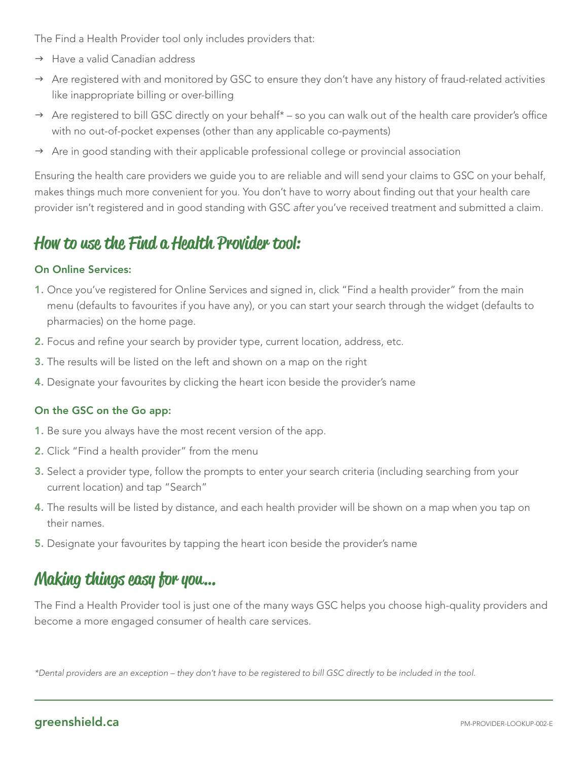The Find a Health Provider tool only includes providers that:

- → Have a valid Canadian address
- → Are registered with and monitored by GSC to ensure they don't have any history of fraud-related activities like inappropriate billing or over-billing
- → Are registered to bill GSC directly on your behalf* – so you can walk out of the health care provider's office with no out-of-pocket expenses (other than any applicable co-payments)
- → Are in good standing with their applicable professional college or provincial association

Ensuring the health care providers we guide you to are reliable and will send your claims to GSC on your behalf, makes things much more convenient for you. You don't have to worry about finding out that your health care provider isn't registered and in good standing with GSC *after* you've received treatment and submitted a claim.

## How to use the Find a Health Provider tool:

### On Online Services:

1. Once you've registered for Online Services and signed in, click "Find a health provider" from the main menu (defaults to favourites if you have any), or you can start your search through the widget (defaults to pharmacies) on the home page.
2. Focus and refine your search by provider type, current location, address, etc.
3. The results will be listed on the left and shown on a map on the right
4. Designate your favourites by clicking the heart icon beside the provider's name

### On the GSC on the Go app:

1. Be sure you always have the most recent version of the app.
2. Click "Find a health provider" from the menu
3. Select a provider type, follow the prompts to enter your search criteria (including searching from your current location) and tap "Search"
4. The results will be listed by distance, and each health provider will be shown on a map when you tap on their names.
5. Designate your favourites by tapping the heart icon beside the provider's name

## Making things easy for you...

The Find a Health Provider tool is just one of the many ways GSC helps you choose high-quality providers and become a more engaged consumer of health care services.

*\*Dental providers are an exception – they don't have to be registered to bill GSC directly to be included in the tool.*

**greenshield.ca**

PM-PROVIDER-LOOKUP-002-E